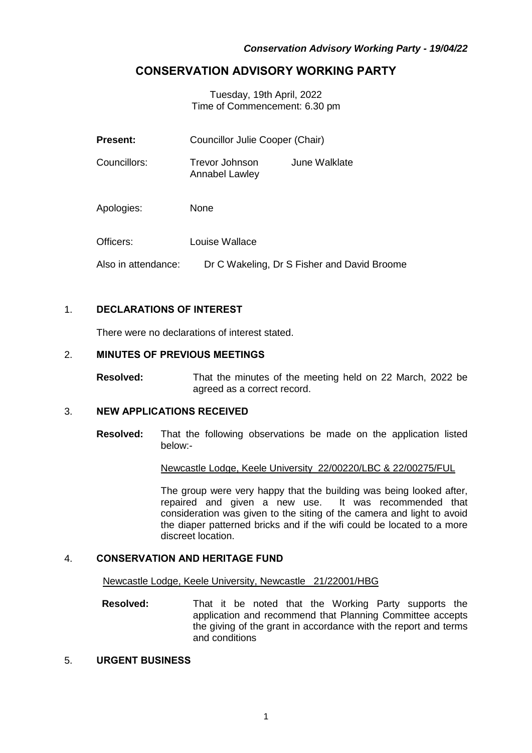# CONSERVATION ADVISORY WORKING PARTY

Tuesday, 19th April, 2022
Time of Commencement: 6.30 pm

**Present:** Councillor Julie Cooper (Chair)

Councillors: Trevor Johnson, June Walklate, Annabel Lawley

Apologies: None

Officers: Louise Wallace

Also in attendance: Dr C Wakeling, Dr S Fisher and David Broome

## 1. DECLARATIONS OF INTEREST

There were no declarations of interest stated.

## 2. MINUTES OF PREVIOUS MEETINGS

**Resolved:** That the minutes of the meeting held on 22 March, 2022 be agreed as a correct record.

## 3. NEW APPLICATIONS RECEIVED

**Resolved:** That the following observations be made on the application listed below:-

Newcastle Lodge, Keele University 22/00220/LBC & 22/00275/FUL

The group were very happy that the building was being looked after, repaired and given a new use. It was recommended that consideration was given to the siting of the camera and light to avoid the diaper patterned bricks and if the wifi could be located to a more discreet location.

## 4. CONSERVATION AND HERITAGE FUND

Newcastle Lodge, Keele University, Newcastle 21/22001/HBG

**Resolved:** That it be noted that the Working Party supports the application and recommend that Planning Committee accepts the giving of the grant in accordance with the report and terms and conditions

## 5. URGENT BUSINESS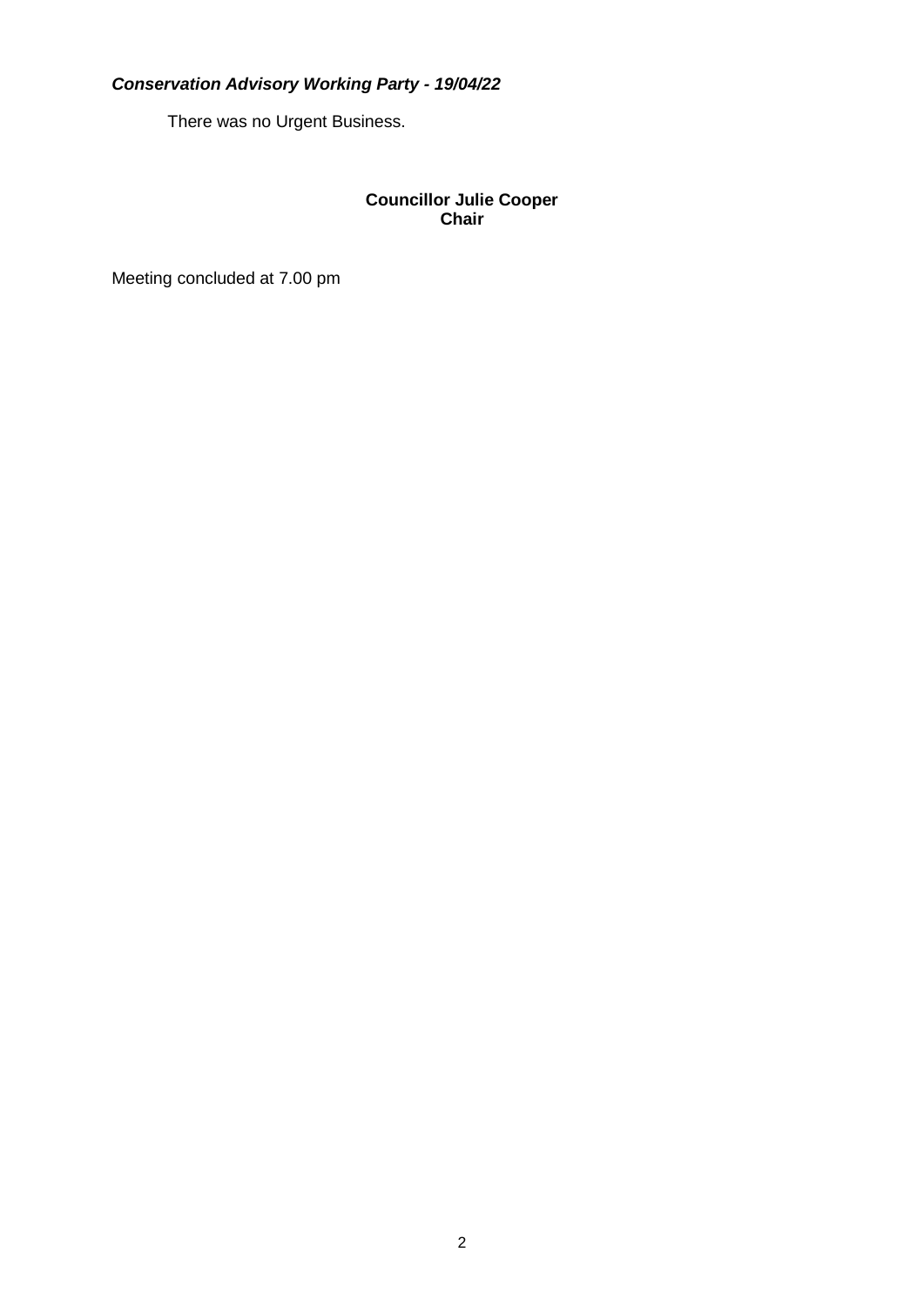There was no Urgent Business.

**Councillor Julie Cooper**
**Chair**

Meeting concluded at 7.00 pm